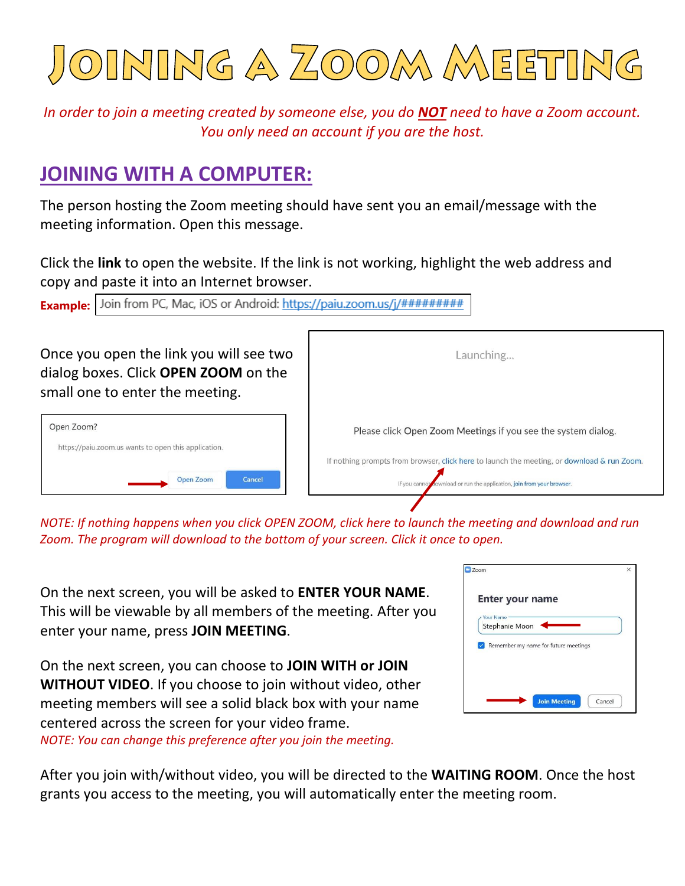# Joining a Zoom Meeting

*In order to join a meeting created by someone else, you do **NOT** need to have a Zoom account. You only need an account if you are the host.*

## JOINING WITH A COMPUTER:

The person hosting the Zoom meeting should have sent you an email/message with the meeting information. Open this message.

Click the **link** to open the website. If the link is not working, highlight the web address and copy and paste it into an Internet browser.

**Example:** Join from PC, Mac, iOS or Android: https://paiu.zoom.us/j/#########

Once you open the link you will see two dialog boxes. Click **OPEN ZOOM** on the small one to enter the meeting.

Open Zoom?

https://paiu.zoom.us wants to open this application.

Open Zoom | Cancel

Launching...

Please click Open Zoom Meetings if you see the system dialog.

If nothing prompts from browser, click here to launch the meeting, or download & run Zoom.

If you cannot download or run the application, join from your browser.

*NOTE: If nothing happens when you click OPEN ZOOM, click here to launch the meeting and download and run Zoom. The program will download to the bottom of your screen. Click it once to open.*

On the next screen, you will be asked to **ENTER YOUR NAME**. This will be viewable by all members of the meeting. After you enter your name, press **JOIN MEETING**.

Zoom

Enter your name

Your Name: Stephanie Moon

Remember my name for future meetings

Join Meeting | Cancel

On the next screen, you can choose to **JOIN WITH or JOIN WITHOUT VIDEO**. If you choose to join without video, other meeting members will see a solid black box with your name centered across the screen for your video frame.

*NOTE: You can change this preference after you join the meeting.*

After you join with/without video, you will be directed to the **WAITING ROOM**. Once the host grants you access to the meeting, you will automatically enter the meeting room.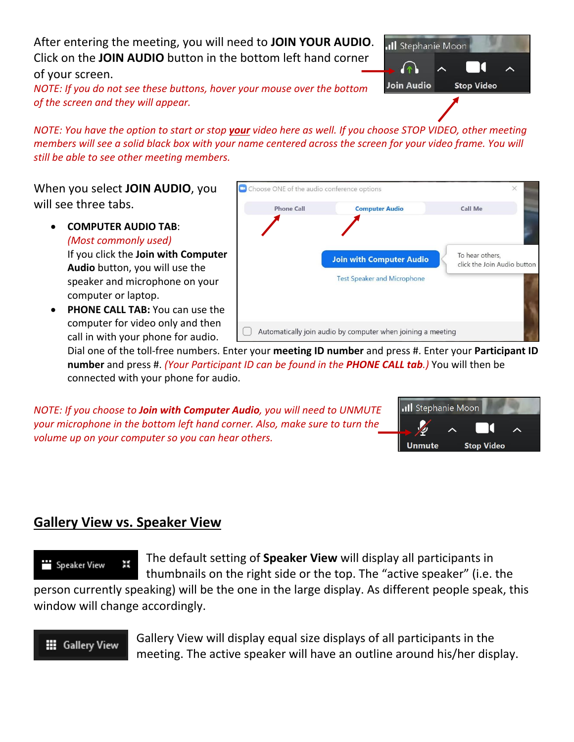After entering the meeting, you will need to **JOIN YOUR AUDIO**. Click on the **JOIN AUDIO** button in the bottom left hand corner of your screen.
*NOTE: If you do not see these buttons, hover your mouse over the bottom of the screen and they will appear.*

*NOTE: You have the option to start or stop **your** video here as well. If you choose STOP VIDEO, other meeting members will see a solid black box with your name centered across the screen for your video frame. You will still be able to see other meeting members.*

When you select **JOIN AUDIO**, you will see three tabs.

- **COMPUTER AUDIO TAB**:
  *(Most commonly used)*
  If you click the **Join with Computer Audio** button, you will use the speaker and microphone on your computer or laptop.
- **PHONE CALL TAB:** You can use the computer for video only and then call in with your phone for audio. Dial one of the toll-free numbers. Enter your **meeting ID number** and press #. Enter your **Participant ID number** and press #. *(Your Participant ID can be found in the **PHONE CALL tab**.)* You will then be connected with your phone for audio.

*NOTE: If you choose to **Join with Computer Audio**, you will need to UNMUTE your microphone in the bottom left hand corner. Also, make sure to turn the volume up on your computer so you can hear others.*

## Gallery View vs. Speaker View

The default setting of **Speaker View** will display all participants in thumbnails on the right side or the top. The "active speaker" (i.e. the person currently speaking) will be the one in the large display. As different people speak, this window will change accordingly.

Gallery View will display equal size displays of all participants in the meeting. The active speaker will have an outline around his/her display.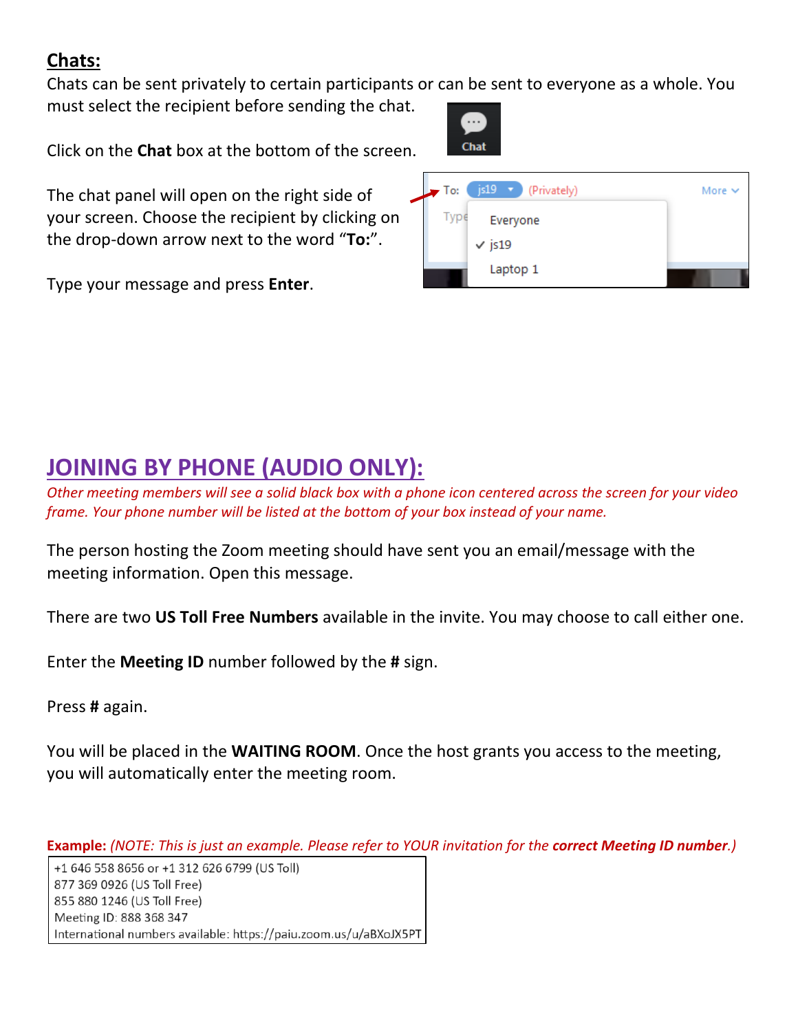## **Chats:**

Chats can be sent privately to certain participants or can be sent to everyone as a whole. You must select the recipient before sending the chat.

Click on the **Chat** box at the bottom of the screen.

The chat panel will open on the right side of your screen. Choose the recipient by clicking on the drop-down arrow next to the word "**To:**".

Type your message and press **Enter**.

## **JOINING BY PHONE (AUDIO ONLY):**

*Other meeting members will see a solid black box with a phone icon centered across the screen for your video frame. Your phone number will be listed at the bottom of your box instead of your name.*

The person hosting the Zoom meeting should have sent you an email/message with the meeting information. Open this message.

There are two **US Toll Free Numbers** available in the invite. You may choose to call either one.

Enter the **Meeting ID** number followed by the **#** sign.

Press **#** again.

You will be placed in the **WAITING ROOM**. Once the host grants you access to the meeting, you will automatically enter the meeting room.

**Example:** *(NOTE: This is just an example. Please refer to YOUR invitation for the **correct Meeting ID number**.)*

+1 646 558 8656 or +1 312 626 6799 (US Toll)
877 369 0926 (US Toll Free)
855 880 1246 (US Toll Free)
Meeting ID: 888 368 347
International numbers available: https://paiu.zoom.us/u/aBXoJX5PT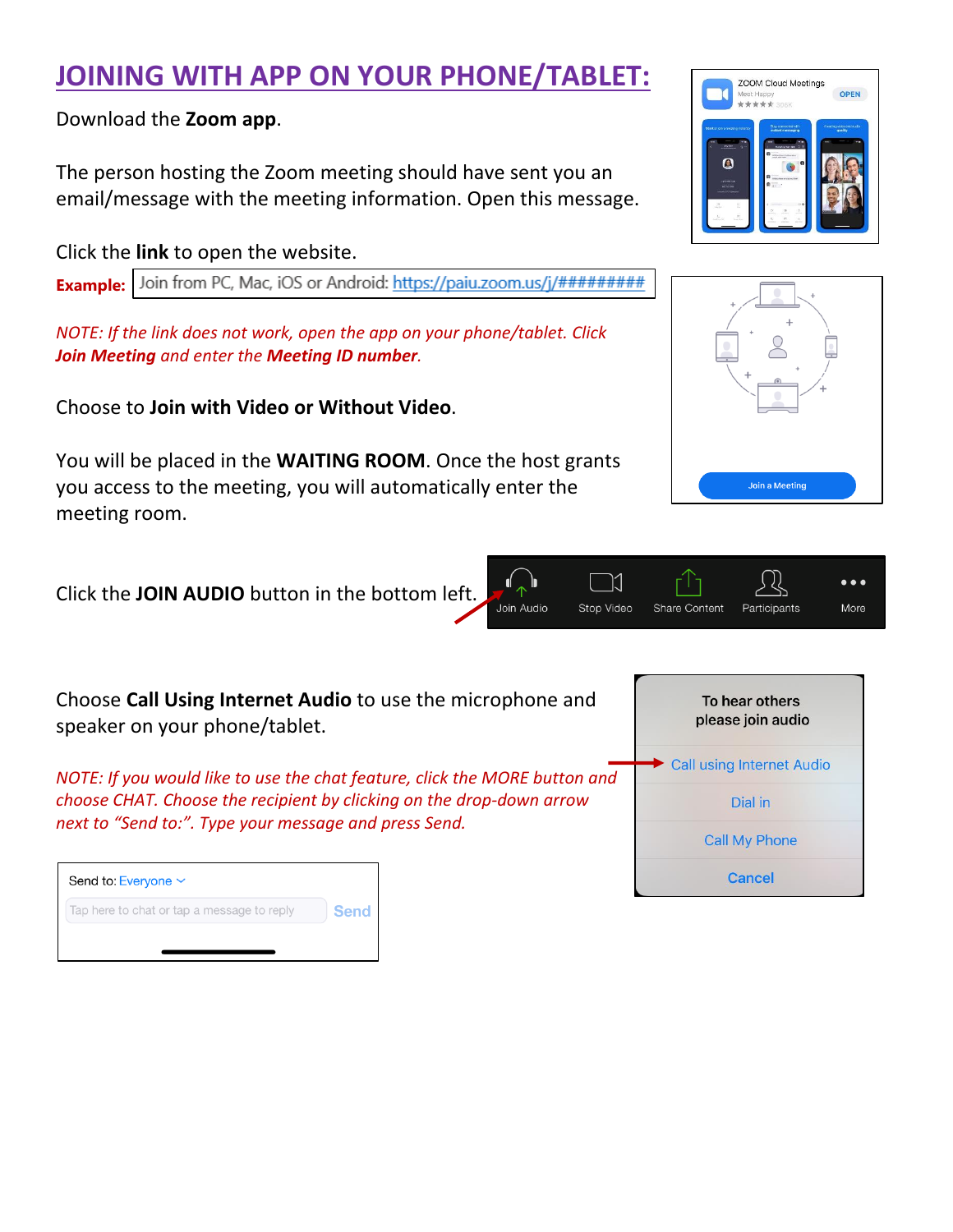## JOINING WITH APP ON YOUR PHONE/TABLET:

Download the **Zoom app**.

The person hosting the Zoom meeting should have sent you an email/message with the meeting information. Open this message.

Click the **link** to open the website.

**Example:** Join from PC, Mac, iOS or Android: https://paiu.zoom.us/j/#########

*NOTE: If the link does not work, open the app on your phone/tablet. Click **Join Meeting** and enter the **Meeting ID number**.*

Choose to **Join with Video or Without Video**.

You will be placed in the **WAITING ROOM**. Once the host grants you access to the meeting, you will automatically enter the meeting room.

Click the **JOIN AUDIO** button in the bottom left.

Choose **Call Using Internet Audio** to use the microphone and speaker on your phone/tablet.

*NOTE: If you would like to use the chat feature, click the MORE button and choose CHAT. Choose the recipient by clicking on the drop-down arrow next to "Send to:". Type your message and press Send.*